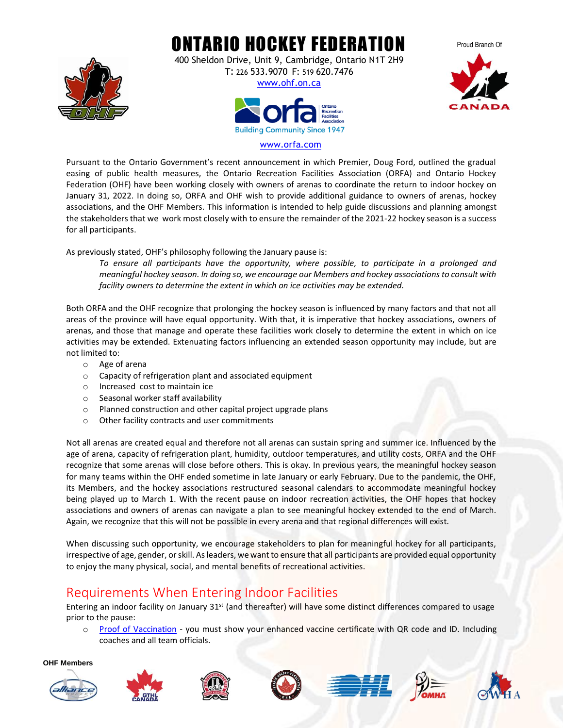# ONTARIO HOCKEY FEDERATION

400 Sheldon Drive, Unit 9, Cambridge, Ontario N1T 2H9
T: 226 533.9070 F: 519 620.7476
www.ohf.on.ca

Proud Branch Of

Building Community Since 1947
www.orfa.com

Pursuant to the Ontario Government's recent announcement in which Premier, Doug Ford, outlined the gradual easing of public health measures, the Ontario Recreation Facilities Association (ORFA) and Ontario Hockey Federation (OHF) have been working closely with owners of arenas to coordinate the return to indoor hockey on January 31, 2022. In doing so, ORFA and OHF wish to provide additional guidance to owners of arenas, hockey associations, and the OHF Members. This information is intended to help guide discussions and planning amongst the stakeholders that we work most closely with to ensure the remainder of the 2021-22 hockey season is a success for all participants.

As previously stated, OHF's philosophy following the January pause is:

> *To ensure all participants have the opportunity, where possible, to participate in a prolonged and meaningful hockey season. In doing so, we encourage our Members and hockey associations to consult with facility owners to determine the extent in which on ice activities may be extended.*

Both ORFA and the OHF recognize that prolonging the hockey season is influenced by many factors and that not all areas of the province will have equal opportunity. With that, it is imperative that hockey associations, owners of arenas, and those that manage and operate these facilities work closely to determine the extent in which on ice activities may be extended. Extenuating factors influencing an extended season opportunity may include, but are not limited to:

- Age of arena
- Capacity of refrigeration plant and associated equipment
- Increased cost to maintain ice
- Seasonal worker staff availability
- Planned construction and other capital project upgrade plans
- Other facility contracts and user commitments

Not all arenas are created equal and therefore not all arenas can sustain spring and summer ice. Influenced by the age of arena, capacity of refrigeration plant, humidity, outdoor temperatures, and utility costs, ORFA and the OHF recognize that some arenas will close before others. This is okay. In previous years, the meaningful hockey season for many teams within the OHF ended sometime in late January or early February. Due to the pandemic, the OHF, its Members, and the hockey associations restructured seasonal calendars to accommodate meaningful hockey being played up to March 1. With the recent pause on indoor recreation activities, the OHF hopes that hockey associations and owners of arenas can navigate a plan to see meaningful hockey extended to the end of March. Again, we recognize that this will not be possible in every arena and that regional differences will exist.

When discussing such opportunity, we encourage stakeholders to plan for meaningful hockey for all participants, irrespective of age, gender, or skill. As leaders, we want to ensure that all participants are provided equal opportunity to enjoy the many physical, social, and mental benefits of recreational activities.

## Requirements When Entering Indoor Facilities

Entering an indoor facility on January 31st (and thereafter) will have some distinct differences compared to usage prior to the pause:

- Proof of Vaccination - you must show your enhanced vaccine certificate with QR code and ID. Including coaches and all team officials.

**OHF Members**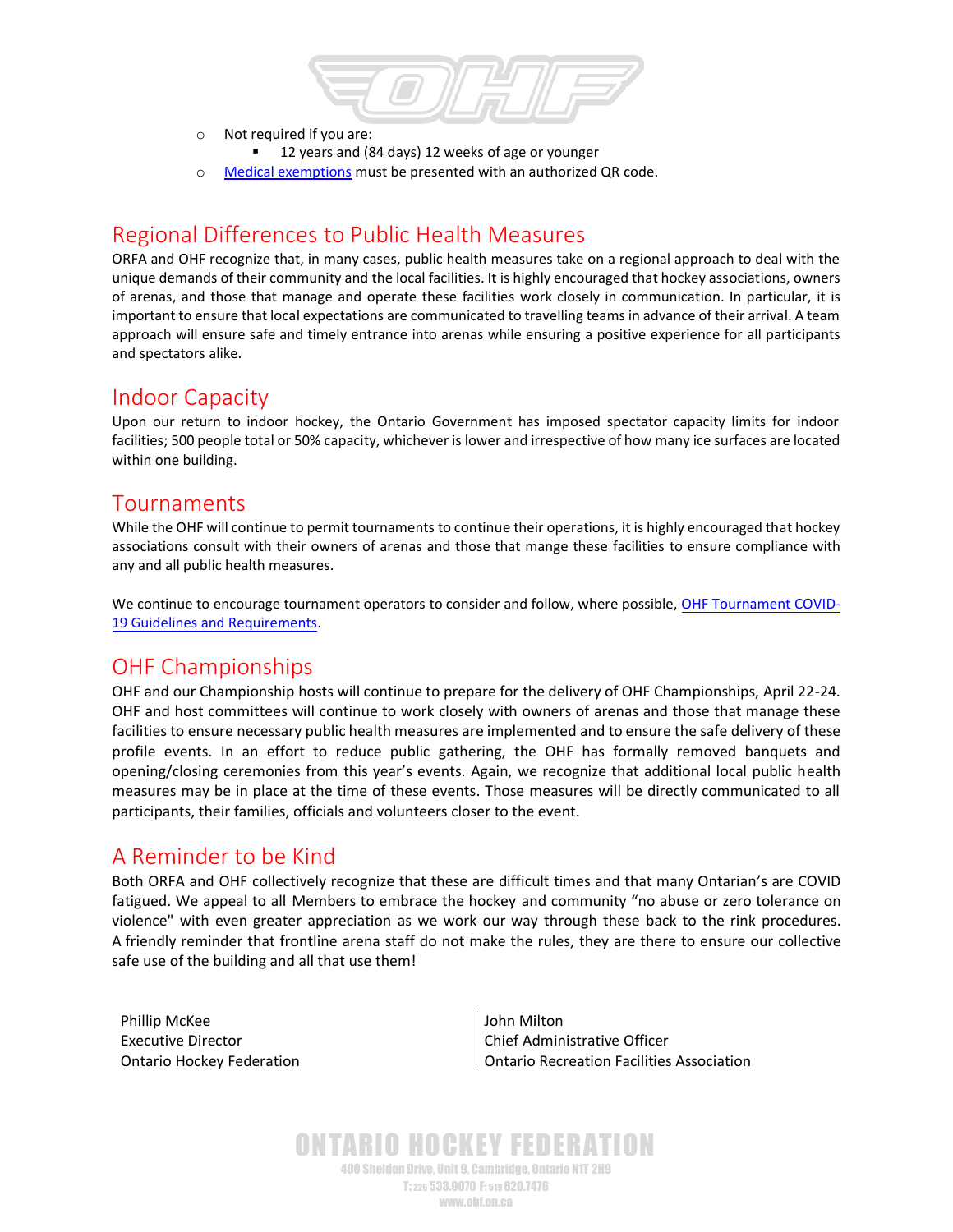- Not required if you are:
  - 12 years and (84 days) 12 weeks of age or younger
- [Medical exemptions](#) must be presented with an authorized QR code.

## Regional Differences to Public Health Measures

ORFA and OHF recognize that, in many cases, public health measures take on a regional approach to deal with the unique demands of their community and the local facilities. It is highly encouraged that hockey associations, owners of arenas, and those that manage and operate these facilities work closely in communication. In particular, it is important to ensure that local expectations are communicated to travelling teams in advance of their arrival. A team approach will ensure safe and timely entrance into arenas while ensuring a positive experience for all participants and spectators alike.

## Indoor Capacity

Upon our return to indoor hockey, the Ontario Government has imposed spectator capacity limits for indoor facilities; 500 people total or 50% capacity, whichever is lower and irrespective of how many ice surfaces are located within one building.

## Tournaments

While the OHF will continue to permit tournaments to continue their operations, it is highly encouraged that hockey associations consult with their owners of arenas and those that mange these facilities to ensure compliance with any and all public health measures.

We continue to encourage tournament operators to consider and follow, where possible, OHF Tournament COVID-19 Guidelines and Requirements.

## OHF Championships

OHF and our Championship hosts will continue to prepare for the delivery of OHF Championships, April 22-24. OHF and host committees will continue to work closely with owners of arenas and those that manage these facilities to ensure necessary public health measures are implemented and to ensure the safe delivery of these profile events. In an effort to reduce public gathering, the OHF has formally removed banquets and opening/closing ceremonies from this year's events. Again, we recognize that additional local public health measures may be in place at the time of these events. Those measures will be directly communicated to all participants, their families, officials and volunteers closer to the event.

## A Reminder to be Kind

Both ORFA and OHF collectively recognize that these are difficult times and that many Ontarian's are COVID fatigued. We appeal to all Members to embrace the hockey and community "no abuse or zero tolerance on violence" with even greater appreciation as we work our way through these back to the rink procedures. A friendly reminder that frontline arena staff do not make the rules, they are there to ensure our collective safe use of the building and all that use them!

Phillip McKee
Executive Director
Ontario Hockey Federation

John Milton
Chief Administrative Officer
Ontario Recreation Facilities Association